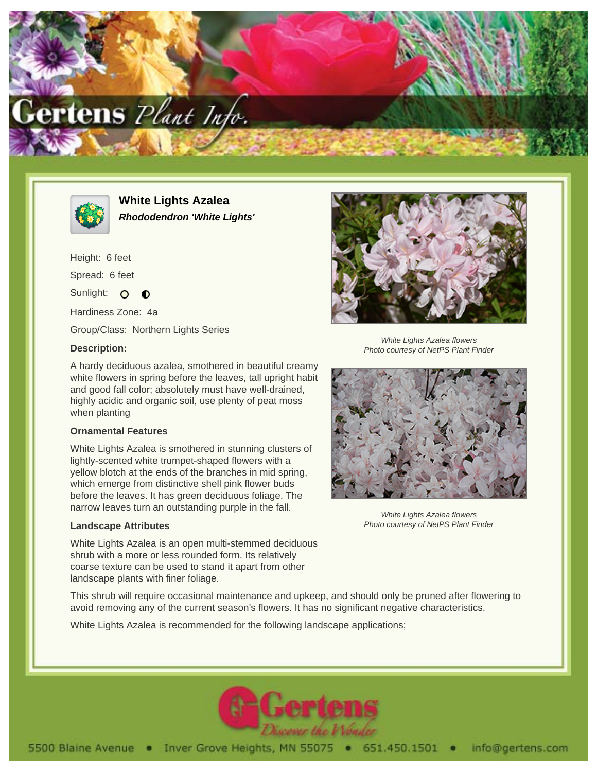# White Lights Azalea

***Rhododendron 'White Lights'***

Height: 6 feet

Spread: 6 feet

Sunlight: ○ ◐

Hardiness Zone: 4a

Group/Class: Northern Lights Series

**Description:**

A hardy deciduous azalea, smothered in beautiful creamy white flowers in spring before the leaves, tall upright habit and good fall color; absolutely must have well-drained, highly acidic and organic soil, use plenty of peat moss when planting

*White Lights Azalea flowers*
*Photo courtesy of NetPS Plant Finder*

**Ornamental Features**

White Lights Azalea is smothered in stunning clusters of lightly-scented white trumpet-shaped flowers with a yellow blotch at the ends of the branches in mid spring, which emerge from distinctive shell pink flower buds before the leaves. It has green deciduous foliage. The narrow leaves turn an outstanding purple in the fall.

*White Lights Azalea flowers*
*Photo courtesy of NetPS Plant Finder*

**Landscape Attributes**

White Lights Azalea is an open multi-stemmed deciduous shrub with a more or less rounded form. Its relatively coarse texture can be used to stand it apart from other landscape plants with finer foliage.

This shrub will require occasional maintenance and upkeep, and should only be pruned after flowering to avoid removing any of the current season's flowers. It has no significant negative characteristics.

White Lights Azalea is recommended for the following landscape applications;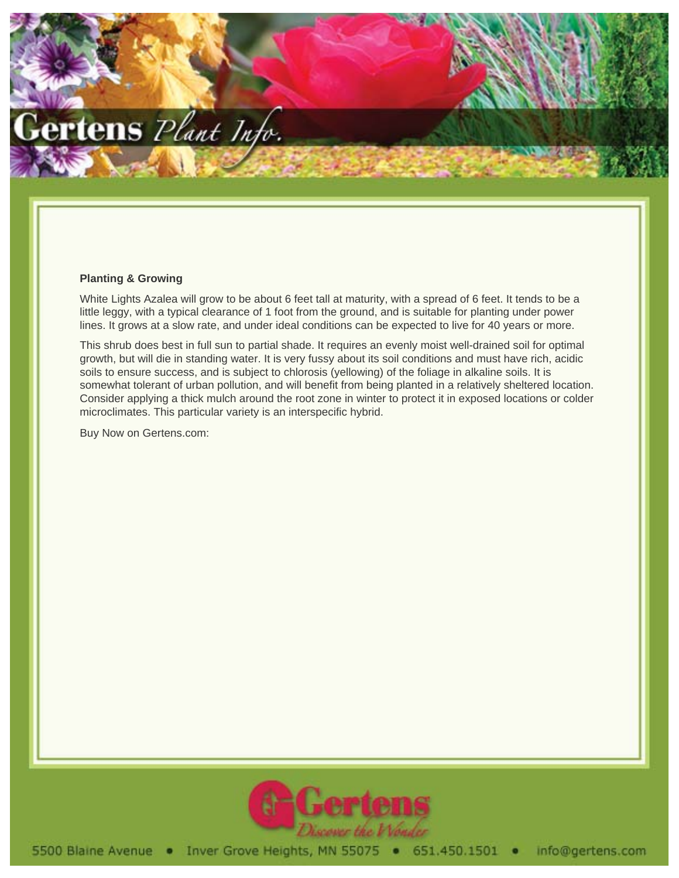**Planting & Growing**

White Lights Azalea will grow to be about 6 feet tall at maturity, with a spread of 6 feet. It tends to be a little leggy, with a typical clearance of 1 foot from the ground, and is suitable for planting under power lines. It grows at a slow rate, and under ideal conditions can be expected to live for 40 years or more.

This shrub does best in full sun to partial shade. It requires an evenly moist well-drained soil for optimal growth, but will die in standing water. It is very fussy about its soil conditions and must have rich, acidic soils to ensure success, and is subject to chlorosis (yellowing) of the foliage in alkaline soils. It is somewhat tolerant of urban pollution, and will benefit from being planted in a relatively sheltered location. Consider applying a thick mulch around the root zone in winter to protect it in exposed locations or colder microclimates. This particular variety is an interspecific hybrid.

Buy Now on Gertens.com: